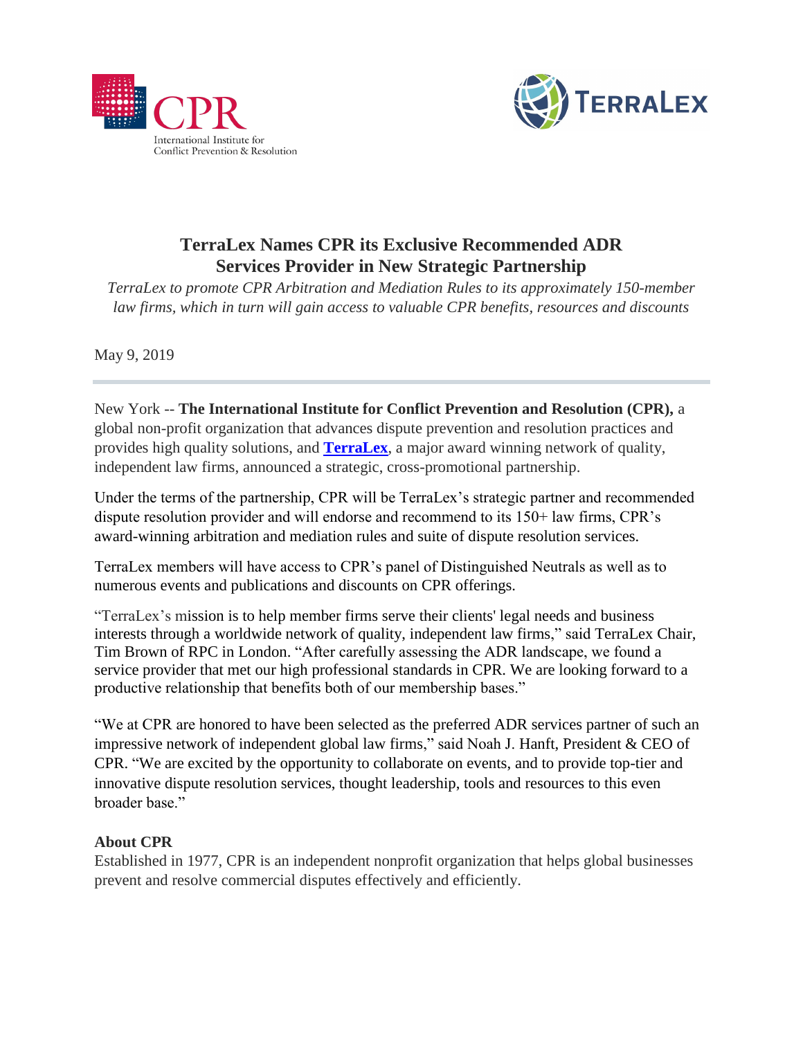# TerraLex Names CPR its Exclusive Recommended ADR Services Provider in New Strategic Partnership

*TerraLex to promote CPR Arbitration and Mediation Rules to its approximately 150-member law firms, which in turn will gain access to valuable CPR benefits, resources and discounts*

May 9, 2019

---

New York -- **The International Institute for Conflict Prevention and Resolution (CPR),** a global non-profit organization that advances dispute prevention and resolution practices and provides high quality solutions, and **TerraLex**, a major award winning network of quality, independent law firms, announced a strategic, cross-promotional partnership.

Under the terms of the partnership, CPR will be TerraLex's strategic partner and recommended dispute resolution provider and will endorse and recommend to its 150+ law firms, CPR's award-winning arbitration and mediation rules and suite of dispute resolution services.

TerraLex members will have access to CPR's panel of Distinguished Neutrals as well as to numerous events and publications and discounts on CPR offerings.

"TerraLex's mission is to help member firms serve their clients' legal needs and business interests through a worldwide network of quality, independent law firms," said TerraLex Chair, Tim Brown of RPC in London. "After carefully assessing the ADR landscape, we found a service provider that met our high professional standards in CPR. We are looking forward to a productive relationship that benefits both of our membership bases."

"We at CPR are honored to have been selected as the preferred ADR services partner of such an impressive network of independent global law firms," said Noah J. Hanft, President & CEO of CPR. "We are excited by the opportunity to collaborate on events, and to provide top-tier and innovative dispute resolution services, thought leadership, tools and resources to this even broader base."

**About CPR**

Established in 1977, CPR is an independent nonprofit organization that helps global businesses prevent and resolve commercial disputes effectively and efficiently.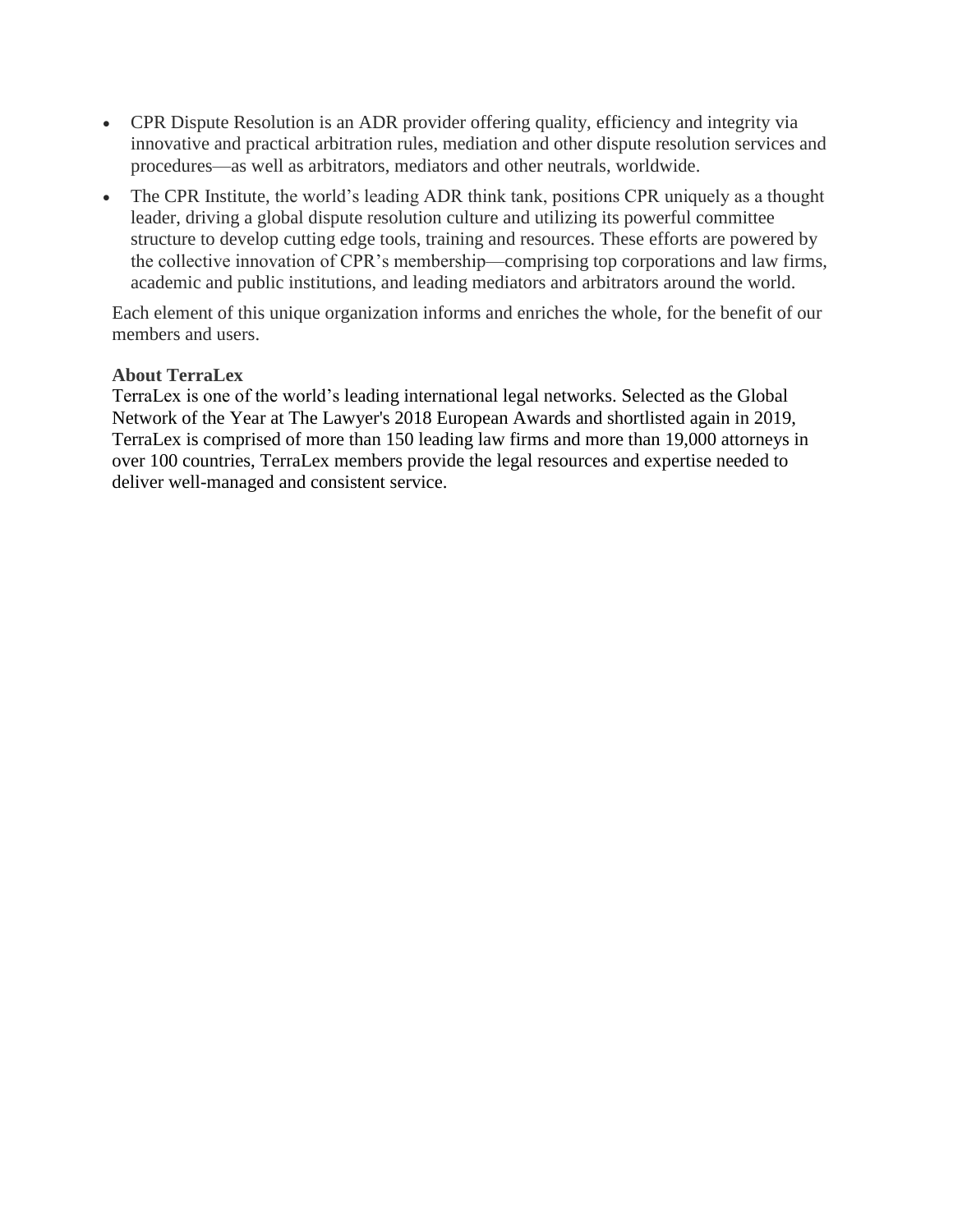- CPR Dispute Resolution is an ADR provider offering quality, efficiency and integrity via innovative and practical arbitration rules, mediation and other dispute resolution services and procedures—as well as arbitrators, mediators and other neutrals, worldwide.
- The CPR Institute, the world's leading ADR think tank, positions CPR uniquely as a thought leader, driving a global dispute resolution culture and utilizing its powerful committee structure to develop cutting edge tools, training and resources. These efforts are powered by the collective innovation of CPR's membership—comprising top corporations and law firms, academic and public institutions, and leading mediators and arbitrators around the world.

Each element of this unique organization informs and enriches the whole, for the benefit of our members and users.

**About TerraLex**

TerraLex is one of the world's leading international legal networks. Selected as the Global Network of the Year at The Lawyer's 2018 European Awards and shortlisted again in 2019, TerraLex is comprised of more than 150 leading law firms and more than 19,000 attorneys in over 100 countries, TerraLex members provide the legal resources and expertise needed to deliver well-managed and consistent service.